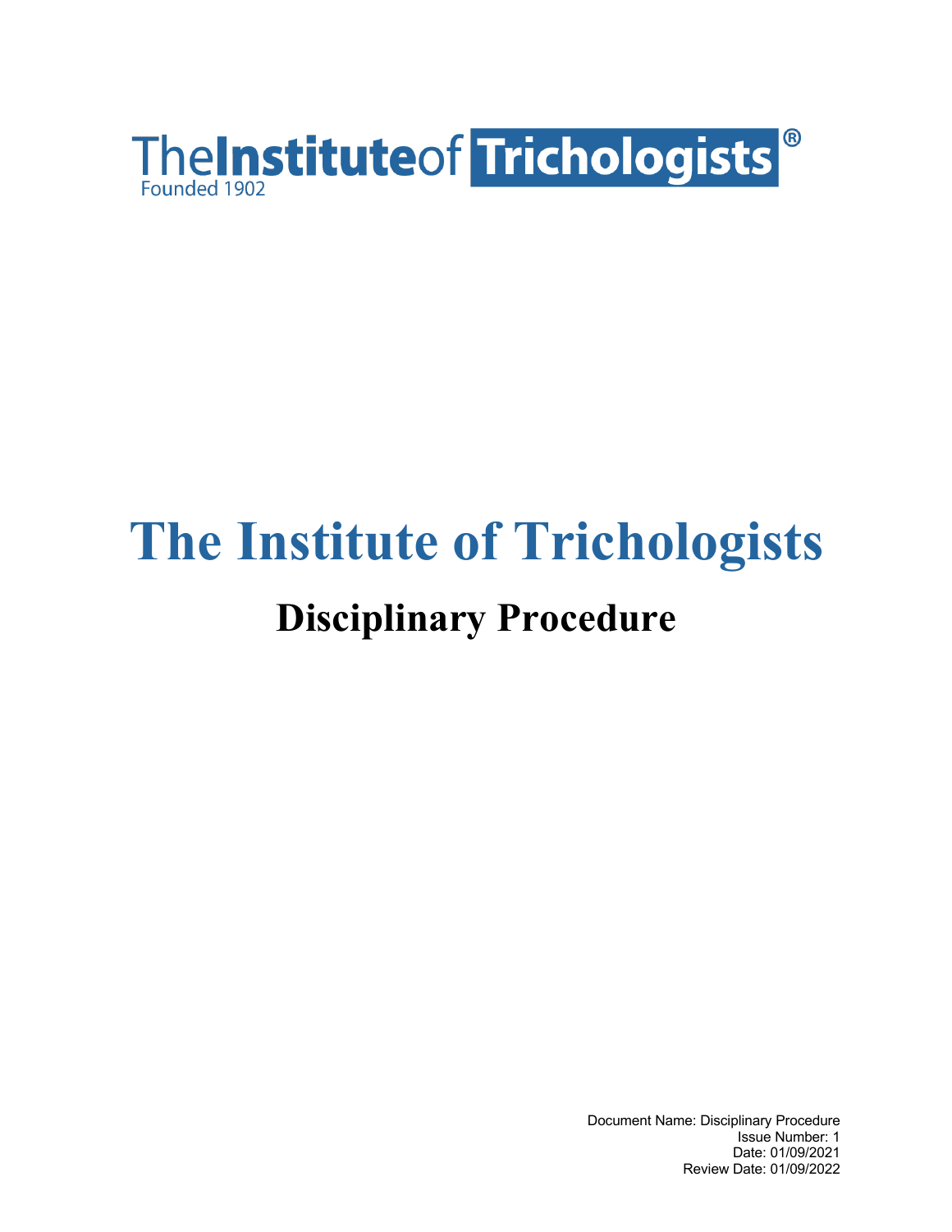TheInstituteof Trichologists®
Founded 1902

# The Institute of Trichologists

## Disciplinary Procedure

Document Name: Disciplinary Procedure
Issue Number: 1
Date: 01/09/2021
Review Date: 01/09/2022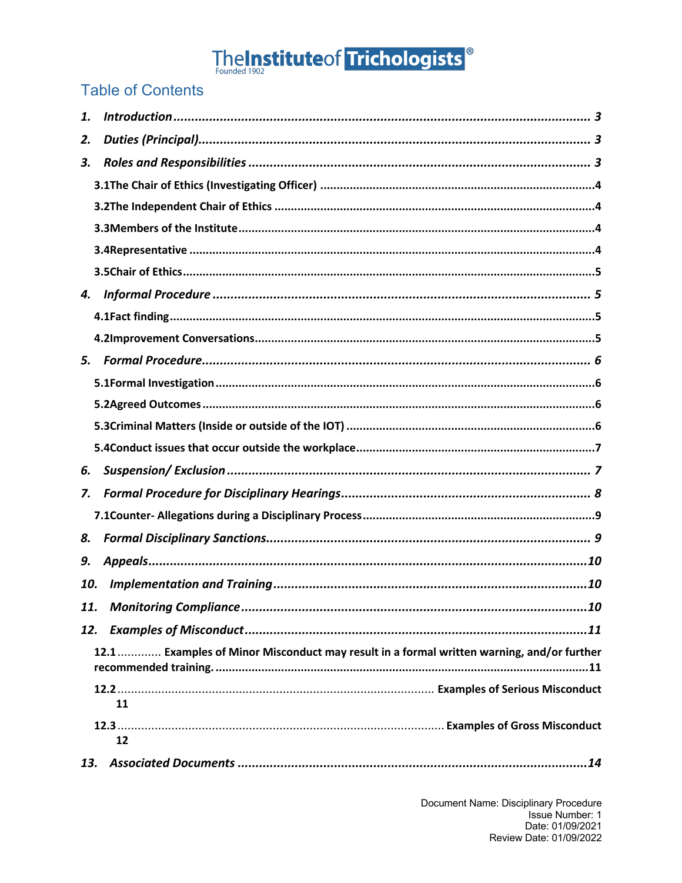# Table of Contents

1. *Introduction* ........ 3
2. *Duties (Principal)* ........ 3
3. *Roles and Responsibilities* ........ 3
   - 3.1 The Chair of Ethics (Investigating Officer) ........ 4
   - 3.2 The Independent Chair of Ethics ........ 4
   - 3.3 Members of the Institute ........ 4
   - 3.4 Representative ........ 4
   - 3.5 Chair of Ethics ........ 5
4. *Informal Procedure* ........ 5
   - 4.1 Fact finding ........ 5
   - 4.2 Improvement Conversations ........ 5
5. *Formal Procedure* ........ 6
   - 5.1 Formal Investigation ........ 6
   - 5.2 Agreed Outcomes ........ 6
   - 5.3 Criminal Matters (Inside or outside of the IOT) ........ 6
   - 5.4 Conduct issues that occur outside the workplace ........ 7
6. *Suspension/ Exclusion* ........ 7
7. *Formal Procedure for Disciplinary Hearings* ........ 8
   - 7.1 Counter- Allegations during a Disciplinary Process ........ 9
8. *Formal Disciplinary Sanctions* ........ 9
9. *Appeals* ........ 10
10. *Implementation and Training* ........ 10
11. *Monitoring Compliance* ........ 10
12. *Examples of Misconduct* ........ 11
    - 12.1 Examples of Minor Misconduct may result in a formal written warning, and/or further recommended training. ........ 11
    - 12.2 Examples of Serious Misconduct ........ 11
    - 12.3 Examples of Gross Misconduct ........ 12
13. *Associated Documents* ........ 14

Document Name: Disciplinary Procedure
Issue Number: 1
Date: 01/09/2021
Review Date: 01/09/2022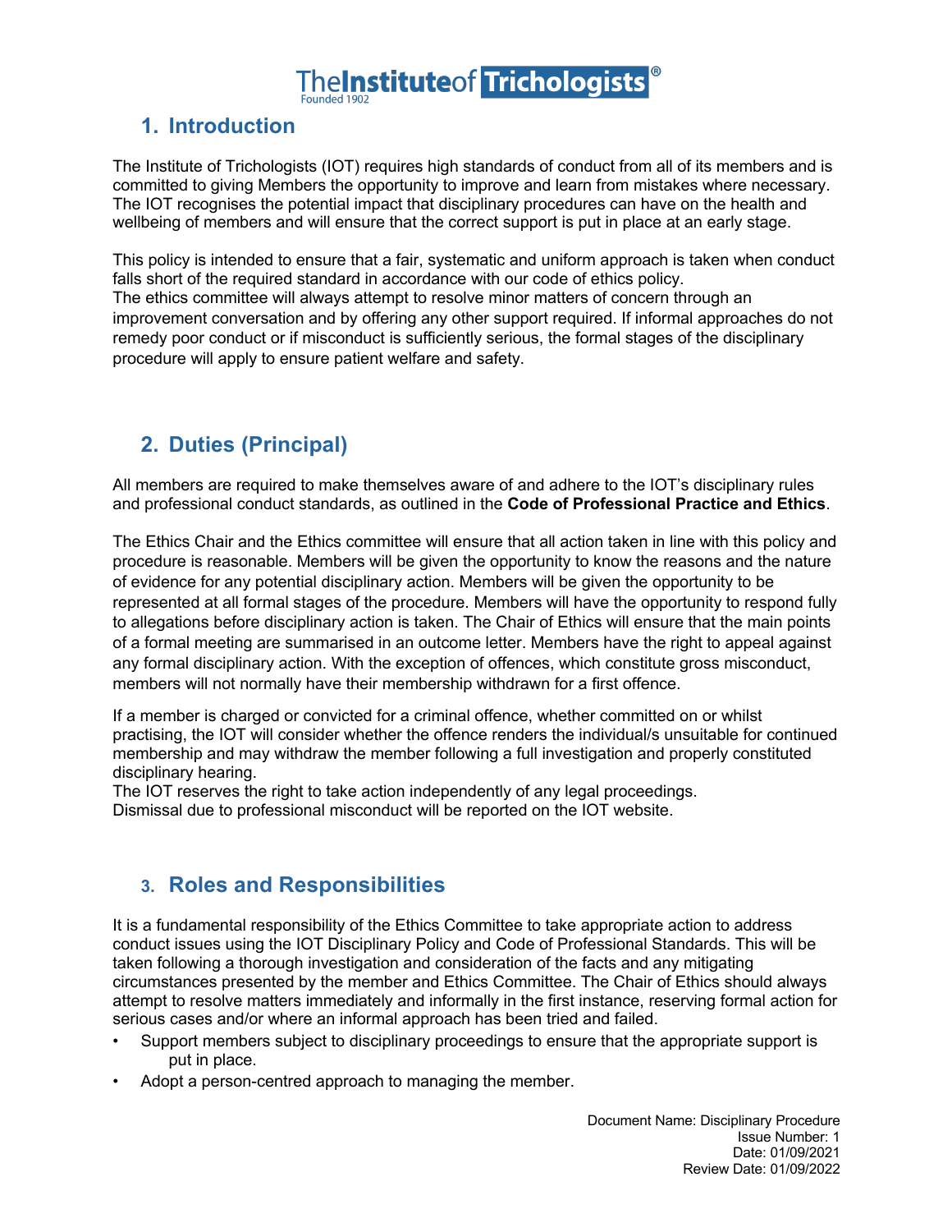## 1. Introduction

The Institute of Trichologists (IOT) requires high standards of conduct from all of its members and is committed to giving Members the opportunity to improve and learn from mistakes where necessary. The IOT recognises the potential impact that disciplinary procedures can have on the health and wellbeing of members and will ensure that the correct support is put in place at an early stage.

This policy is intended to ensure that a fair, systematic and uniform approach is taken when conduct falls short of the required standard in accordance with our code of ethics policy.
The ethics committee will always attempt to resolve minor matters of concern through an improvement conversation and by offering any other support required. If informal approaches do not remedy poor conduct or if misconduct is sufficiently serious, the formal stages of the disciplinary procedure will apply to ensure patient welfare and safety.

## 2. Duties (Principal)

All members are required to make themselves aware of and adhere to the IOT's disciplinary rules and professional conduct standards, as outlined in the **Code of Professional Practice and Ethics**.

The Ethics Chair and the Ethics committee will ensure that all action taken in line with this policy and procedure is reasonable. Members will be given the opportunity to know the reasons and the nature of evidence for any potential disciplinary action. Members will be given the opportunity to be represented at all formal stages of the procedure. Members will have the opportunity to respond fully to allegations before disciplinary action is taken. The Chair of Ethics will ensure that the main points of a formal meeting are summarised in an outcome letter. Members have the right to appeal against any formal disciplinary action. With the exception of offences, which constitute gross misconduct, members will not normally have their membership withdrawn for a first offence.

If a member is charged or convicted for a criminal offence, whether committed on or whilst practising, the IOT will consider whether the offence renders the individual/s unsuitable for continued membership and may withdraw the member following a full investigation and properly constituted disciplinary hearing.
The IOT reserves the right to take action independently of any legal proceedings.
Dismissal due to professional misconduct will be reported on the IOT website.

## 3. Roles and Responsibilities

It is a fundamental responsibility of the Ethics Committee to take appropriate action to address conduct issues using the IOT Disciplinary Policy and Code of Professional Standards. This will be taken following a thorough investigation and consideration of the facts and any mitigating circumstances presented by the member and Ethics Committee. The Chair of Ethics should always attempt to resolve matters immediately and informally in the first instance, reserving formal action for serious cases and/or where an informal approach has been tried and failed.

- Support members subject to disciplinary proceedings to ensure that the appropriate support is put in place.
- Adopt a person-centred approach to managing the member.

Document Name: Disciplinary Procedure
Issue Number: 1
Date: 01/09/2021
Review Date: 01/09/2022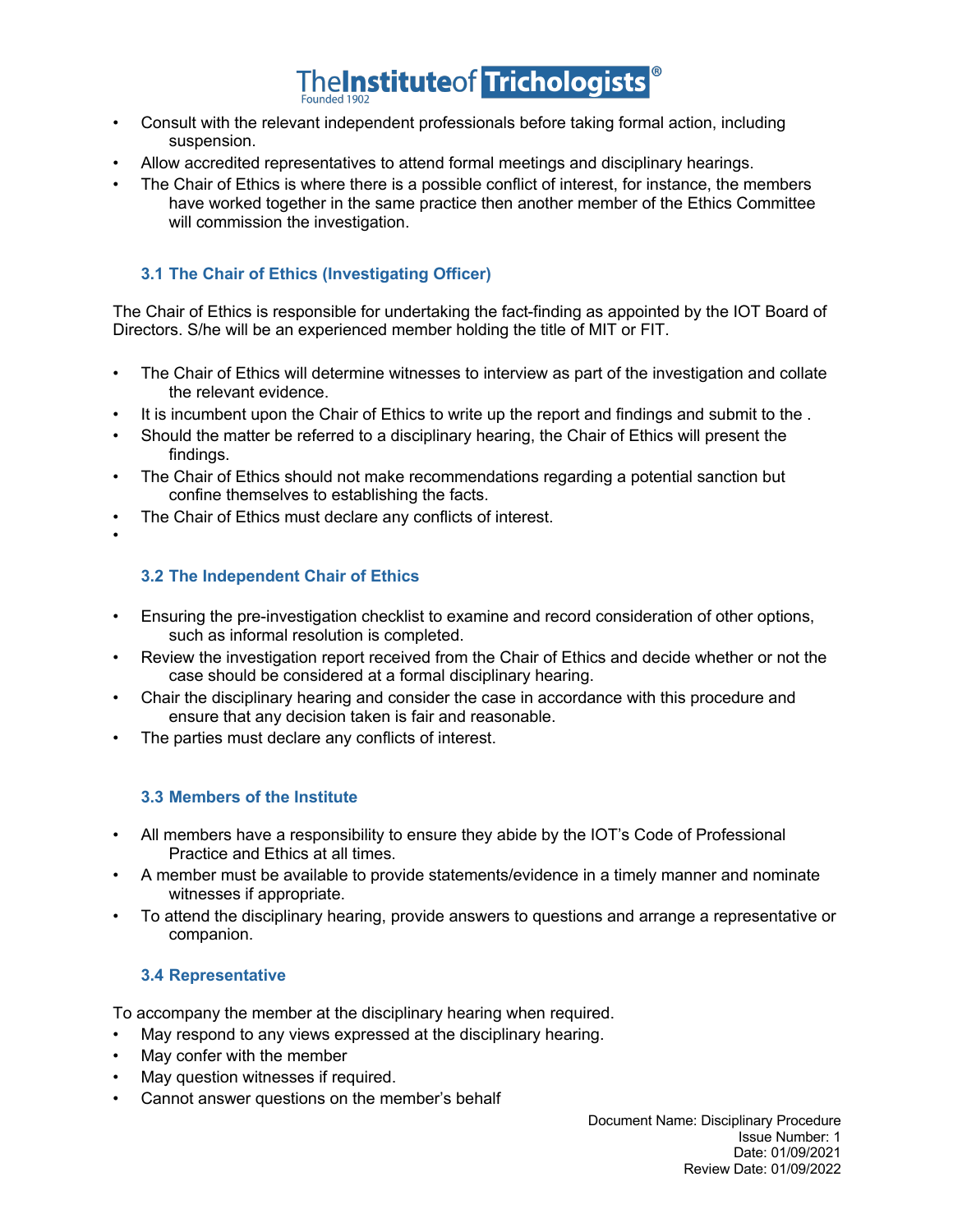- Consult with the relevant independent professionals before taking formal action, including suspension.
- Allow accredited representatives to attend formal meetings and disciplinary hearings.
- The Chair of Ethics is where there is a possible conflict of interest, for instance, the members have worked together in the same practice then another member of the Ethics Committee will commission the investigation.

### 3.1 The Chair of Ethics (Investigating Officer)

The Chair of Ethics is responsible for undertaking the fact-finding as appointed by the IOT Board of Directors. S/he will be an experienced member holding the title of MIT or FIT.

- The Chair of Ethics will determine witnesses to interview as part of the investigation and collate the relevant evidence.
- It is incumbent upon the Chair of Ethics to write up the report and findings and submit to the .
- Should the matter be referred to a disciplinary hearing, the Chair of Ethics will present the findings.
- The Chair of Ethics should not make recommendations regarding a potential sanction but confine themselves to establishing the facts.
- The Chair of Ethics must declare any conflicts of interest.
-

### 3.2 The Independent Chair of Ethics

- Ensuring the pre-investigation checklist to examine and record consideration of other options, such as informal resolution is completed.
- Review the investigation report received from the Chair of Ethics and decide whether or not the case should be considered at a formal disciplinary hearing.
- Chair the disciplinary hearing and consider the case in accordance with this procedure and ensure that any decision taken is fair and reasonable.
- The parties must declare any conflicts of interest.

### 3.3 Members of the Institute

- All members have a responsibility to ensure they abide by the IOT's Code of Professional Practice and Ethics at all times.
- A member must be available to provide statements/evidence in a timely manner and nominate witnesses if appropriate.
- To attend the disciplinary hearing, provide answers to questions and arrange a representative or companion.

### 3.4 Representative

To accompany the member at the disciplinary hearing when required.

- May respond to any views expressed at the disciplinary hearing.
- May confer with the member
- May question witnesses if required.
- Cannot answer questions on the member's behalf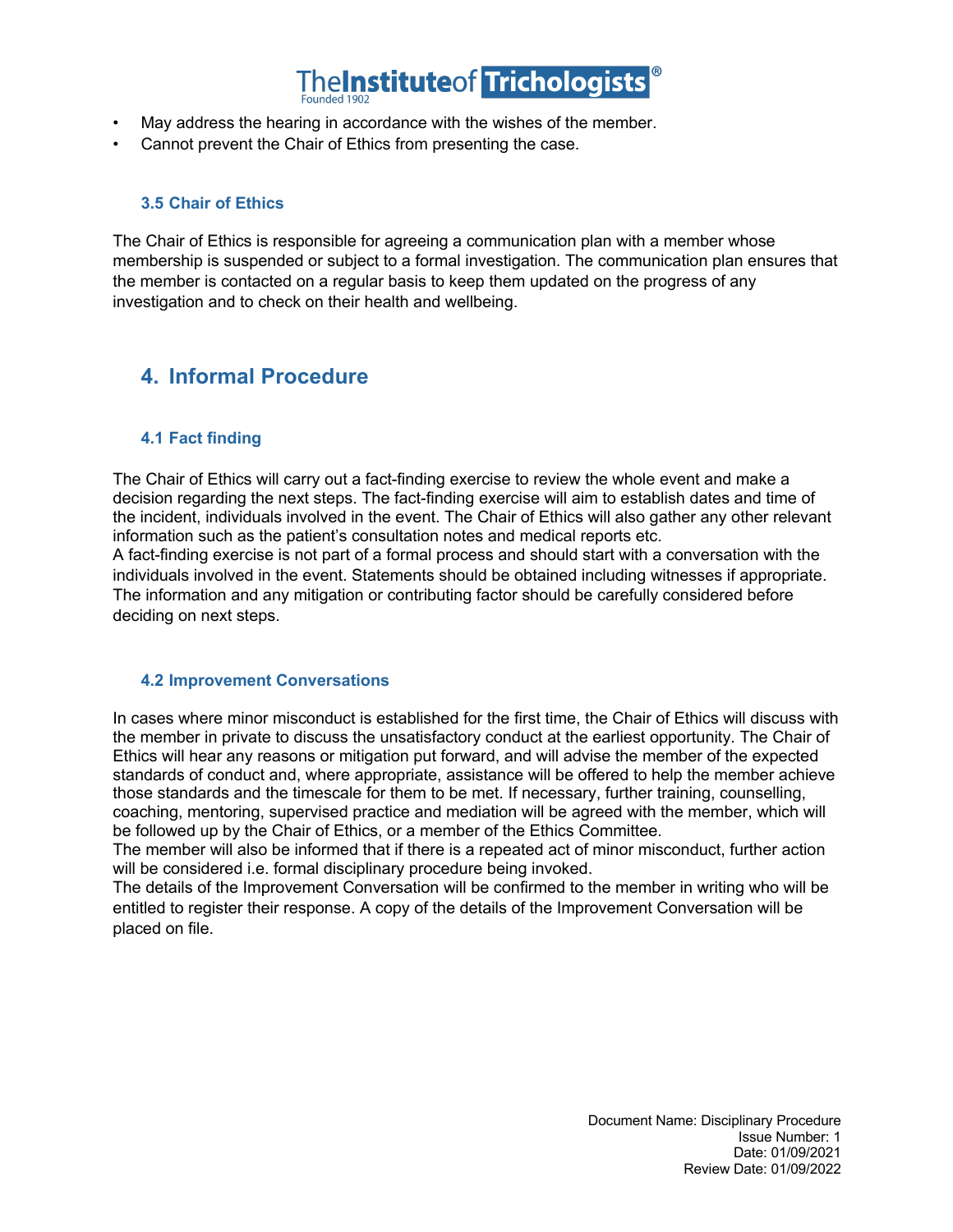- May address the hearing in accordance with the wishes of the member.
- Cannot prevent the Chair of Ethics from presenting the case.

### 3.5 Chair of Ethics

The Chair of Ethics is responsible for agreeing a communication plan with a member whose membership is suspended or subject to a formal investigation. The communication plan ensures that the member is contacted on a regular basis to keep them updated on the progress of any investigation and to check on their health and wellbeing.

## 4. Informal Procedure

### 4.1 Fact finding

The Chair of Ethics will carry out a fact-finding exercise to review the whole event and make a decision regarding the next steps. The fact-finding exercise will aim to establish dates and time of the incident, individuals involved in the event. The Chair of Ethics will also gather any other relevant information such as the patient's consultation notes and medical reports etc.
A fact-finding exercise is not part of a formal process and should start with a conversation with the individuals involved in the event. Statements should be obtained including witnesses if appropriate. The information and any mitigation or contributing factor should be carefully considered before deciding on next steps.

### 4.2 Improvement Conversations

In cases where minor misconduct is established for the first time, the Chair of Ethics will discuss with the member in private to discuss the unsatisfactory conduct at the earliest opportunity. The Chair of Ethics will hear any reasons or mitigation put forward, and will advise the member of the expected standards of conduct and, where appropriate, assistance will be offered to help the member achieve those standards and the timescale for them to be met. If necessary, further training, counselling, coaching, mentoring, supervised practice and mediation will be agreed with the member, which will be followed up by the Chair of Ethics, or a member of the Ethics Committee.
The member will also be informed that if there is a repeated act of minor misconduct, further action will be considered i.e. formal disciplinary procedure being invoked.
The details of the Improvement Conversation will be confirmed to the member in writing who will be entitled to register their response. A copy of the details of the Improvement Conversation will be placed on file.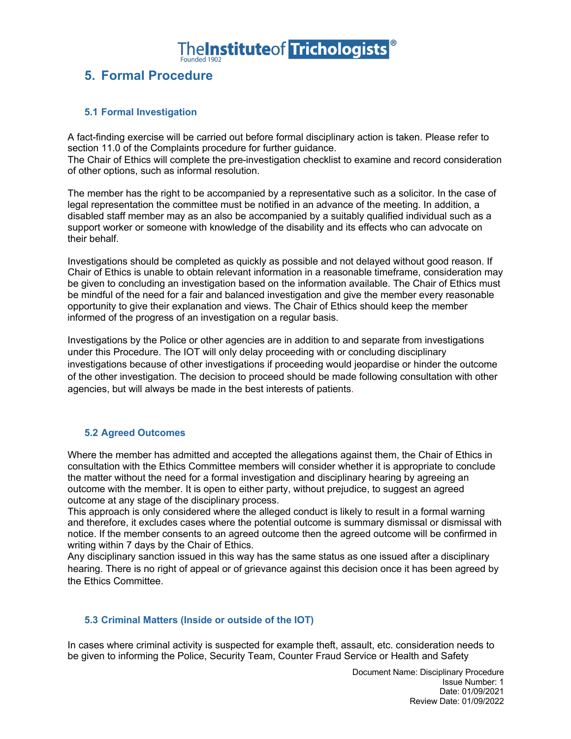## 5. Formal Procedure

### 5.1 Formal Investigation

A fact-finding exercise will be carried out before formal disciplinary action is taken. Please refer to section 11.0 of the Complaints procedure for further guidance.
The Chair of Ethics will complete the pre-investigation checklist to examine and record consideration of other options, such as informal resolution.

The member has the right to be accompanied by a representative such as a solicitor. In the case of legal representation the committee must be notified in an advance of the meeting. In addition, a disabled staff member may as an also be accompanied by a suitably qualified individual such as a support worker or someone with knowledge of the disability and its effects who can advocate on their behalf.

Investigations should be completed as quickly as possible and not delayed without good reason. If Chair of Ethics is unable to obtain relevant information in a reasonable timeframe, consideration may be given to concluding an investigation based on the information available. The Chair of Ethics must be mindful of the need for a fair and balanced investigation and give the member every reasonable opportunity to give their explanation and views. The Chair of Ethics should keep the member informed of the progress of an investigation on a regular basis.

Investigations by the Police or other agencies are in addition to and separate from investigations under this Procedure. The IOT will only delay proceeding with or concluding disciplinary investigations because of other investigations if proceeding would jeopardise or hinder the outcome of the other investigation. The decision to proceed should be made following consultation with other agencies, but will always be made in the best interests of patients.

### 5.2 Agreed Outcomes

Where the member has admitted and accepted the allegations against them, the Chair of Ethics in consultation with the Ethics Committee members will consider whether it is appropriate to conclude the matter without the need for a formal investigation and disciplinary hearing by agreeing an outcome with the member. It is open to either party, without prejudice, to suggest an agreed outcome at any stage of the disciplinary process.
This approach is only considered where the alleged conduct is likely to result in a formal warning and therefore, it excludes cases where the potential outcome is summary dismissal or dismissal with notice. If the member consents to an agreed outcome then the agreed outcome will be confirmed in writing within 7 days by the Chair of Ethics.
Any disciplinary sanction issued in this way has the same status as one issued after a disciplinary hearing. There is no right of appeal or of grievance against this decision once it has been agreed by the Ethics Committee.

### 5.3 Criminal Matters (Inside or outside of the IOT)

In cases where criminal activity is suspected for example theft, assault, etc. consideration needs to be given to informing the Police, Security Team, Counter Fraud Service or Health and Safety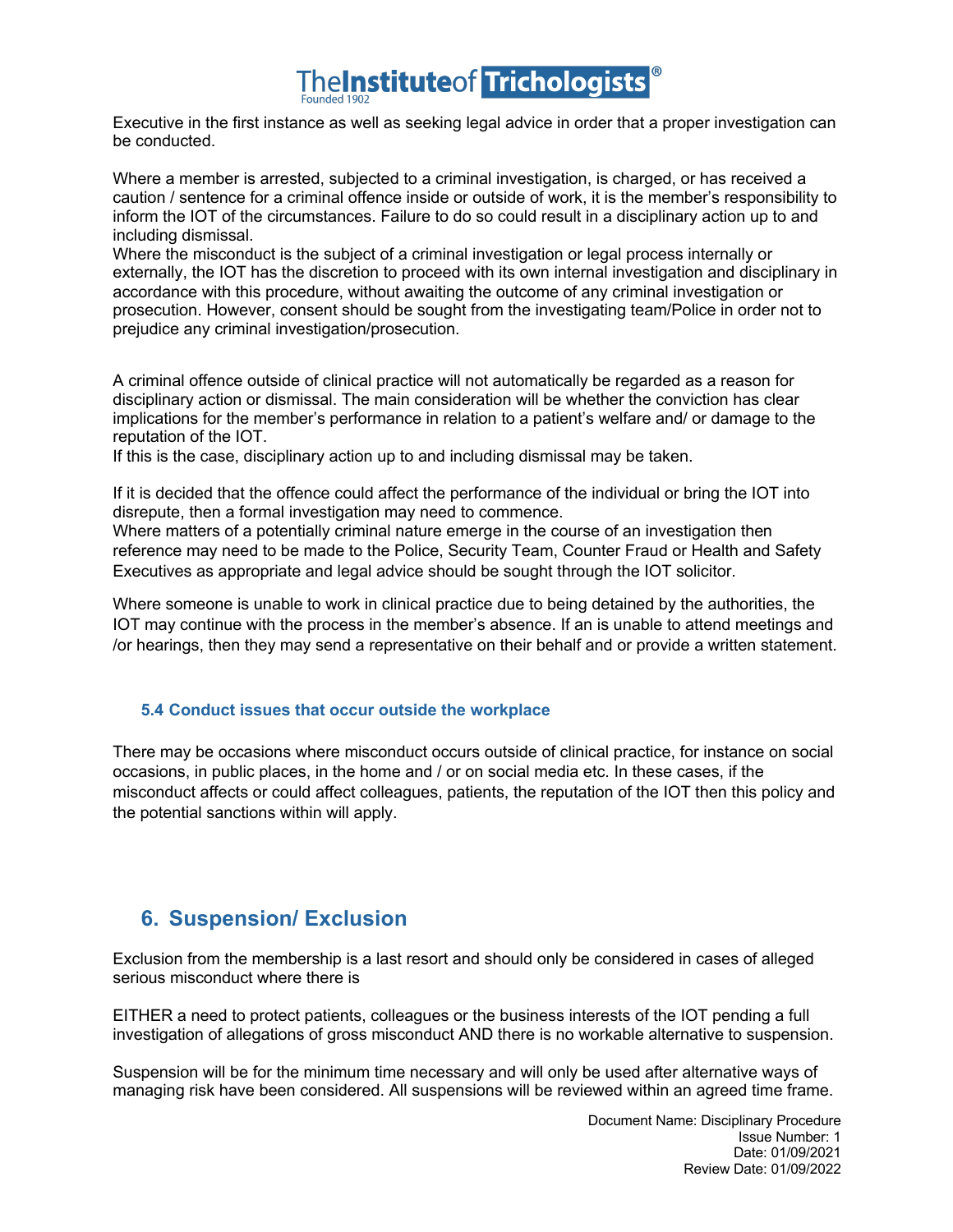Executive in the first instance as well as seeking legal advice in order that a proper investigation can be conducted.

Where a member is arrested, subjected to a criminal investigation, is charged, or has received a caution / sentence for a criminal offence inside or outside of work, it is the member's responsibility to inform the IOT of the circumstances. Failure to do so could result in a disciplinary action up to and including dismissal.
Where the misconduct is the subject of a criminal investigation or legal process internally or externally, the IOT has the discretion to proceed with its own internal investigation and disciplinary in accordance with this procedure, without awaiting the outcome of any criminal investigation or prosecution. However, consent should be sought from the investigating team/Police in order not to prejudice any criminal investigation/prosecution.

A criminal offence outside of clinical practice will not automatically be regarded as a reason for disciplinary action or dismissal. The main consideration will be whether the conviction has clear implications for the member's performance in relation to a patient's welfare and/ or damage to the reputation of the IOT.
If this is the case, disciplinary action up to and including dismissal may be taken.

If it is decided that the offence could affect the performance of the individual or bring the IOT into disrepute, then a formal investigation may need to commence.
Where matters of a potentially criminal nature emerge in the course of an investigation then reference may need to be made to the Police, Security Team, Counter Fraud or Health and Safety Executives as appropriate and legal advice should be sought through the IOT solicitor.

Where someone is unable to work in clinical practice due to being detained by the authorities, the IOT may continue with the process in the member's absence. If an is unable to attend meetings and /or hearings, then they may send a representative on their behalf and or provide a written statement.

### 5.4 Conduct issues that occur outside the workplace

There may be occasions where misconduct occurs outside of clinical practice, for instance on social occasions, in public places, in the home and / or on social media etc. In these cases, if the misconduct affects or could affect colleagues, patients, the reputation of the IOT then this policy and the potential sanctions within will apply.

## 6. Suspension/ Exclusion

Exclusion from the membership is a last resort and should only be considered in cases of alleged serious misconduct where there is

EITHER a need to protect patients, colleagues or the business interests of the IOT pending a full investigation of allegations of gross misconduct AND there is no workable alternative to suspension.

Suspension will be for the minimum time necessary and will only be used after alternative ways of managing risk have been considered. All suspensions will be reviewed within an agreed time frame.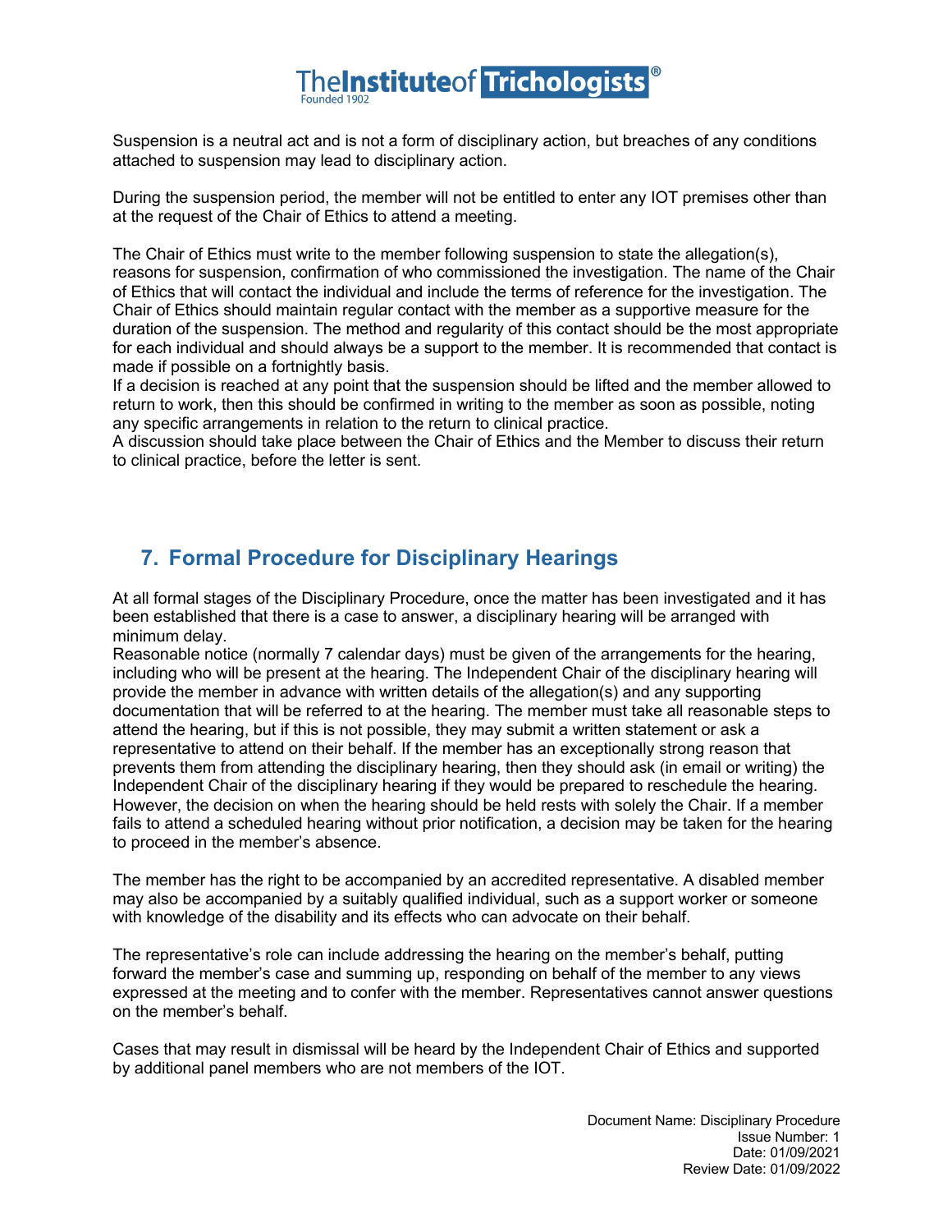Suspension is a neutral act and is not a form of disciplinary action, but breaches of any conditions attached to suspension may lead to disciplinary action.

During the suspension period, the member will not be entitled to enter any IOT premises other than at the request of the Chair of Ethics to attend a meeting.

The Chair of Ethics must write to the member following suspension to state the allegation(s), reasons for suspension, confirmation of who commissioned the investigation. The name of the Chair of Ethics that will contact the individual and include the terms of reference for the investigation. The Chair of Ethics should maintain regular contact with the member as a supportive measure for the duration of the suspension. The method and regularity of this contact should be the most appropriate for each individual and should always be a support to the member. It is recommended that contact is made if possible on a fortnightly basis.
If a decision is reached at any point that the suspension should be lifted and the member allowed to return to work, then this should be confirmed in writing to the member as soon as possible, noting any specific arrangements in relation to the return to clinical practice.
A discussion should take place between the Chair of Ethics and the Member to discuss their return to clinical practice, before the letter is sent.

## 7. Formal Procedure for Disciplinary Hearings

At all formal stages of the Disciplinary Procedure, once the matter has been investigated and it has been established that there is a case to answer, a disciplinary hearing will be arranged with minimum delay.
Reasonable notice (normally 7 calendar days) must be given of the arrangements for the hearing, including who will be present at the hearing. The Independent Chair of the disciplinary hearing will provide the member in advance with written details of the allegation(s) and any supporting documentation that will be referred to at the hearing. The member must take all reasonable steps to attend the hearing, but if this is not possible, they may submit a written statement or ask a representative to attend on their behalf. If the member has an exceptionally strong reason that prevents them from attending the disciplinary hearing, then they should ask (in email or writing) the Independent Chair of the disciplinary hearing if they would be prepared to reschedule the hearing. However, the decision on when the hearing should be held rests with solely the Chair. If a member fails to attend a scheduled hearing without prior notification, a decision may be taken for the hearing to proceed in the member's absence.

The member has the right to be accompanied by an accredited representative. A disabled member may also be accompanied by a suitably qualified individual, such as a support worker or someone with knowledge of the disability and its effects who can advocate on their behalf.

The representative's role can include addressing the hearing on the member's behalf, putting forward the member's case and summing up, responding on behalf of the member to any views expressed at the meeting and to confer with the member. Representatives cannot answer questions on the member's behalf.

Cases that may result in dismissal will be heard by the Independent Chair of Ethics and supported by additional panel members who are not members of the IOT.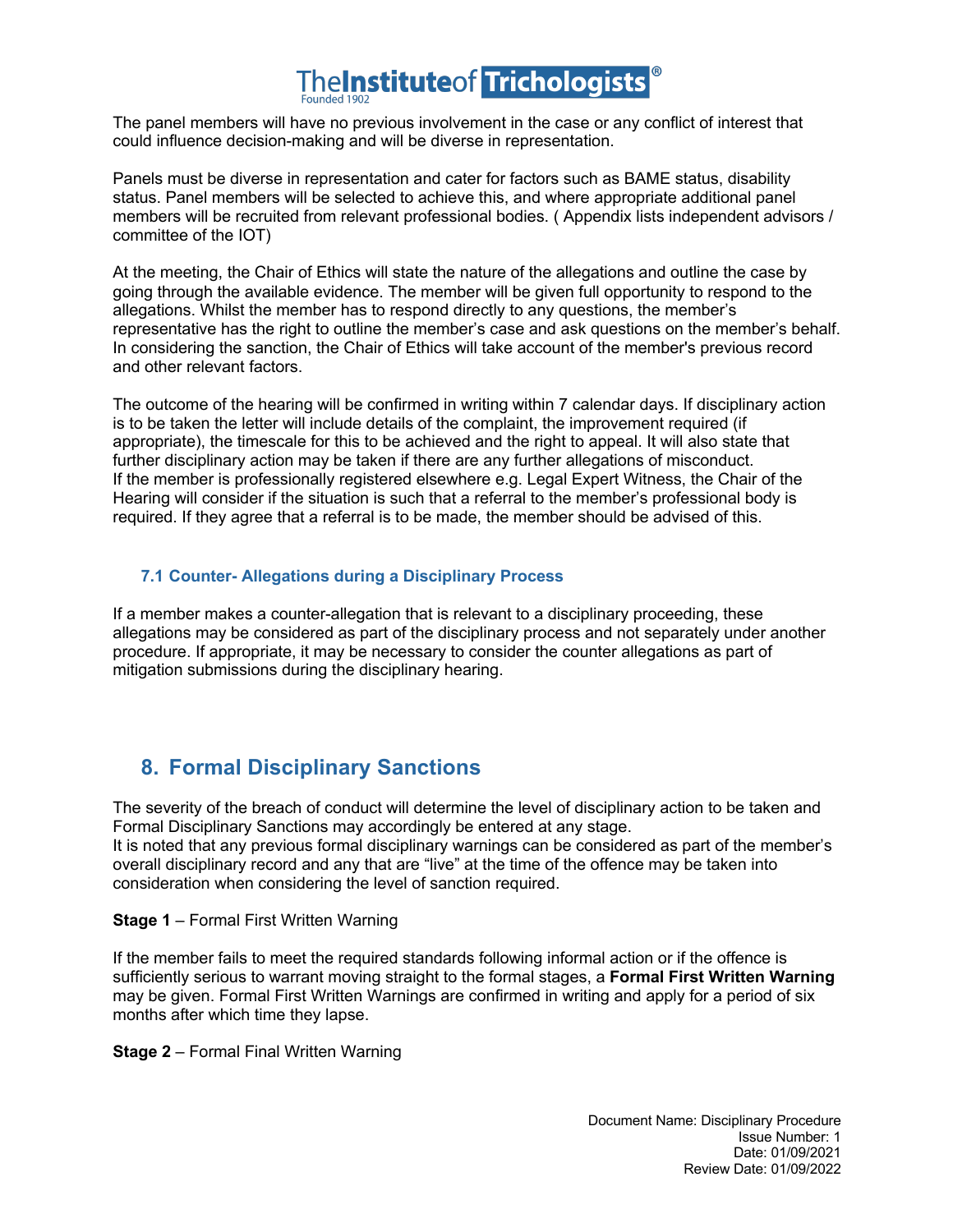The panel members will have no previous involvement in the case or any conflict of interest that could influence decision-making and will be diverse in representation.

Panels must be diverse in representation and cater for factors such as BAME status, disability status. Panel members will be selected to achieve this, and where appropriate additional panel members will be recruited from relevant professional bodies. ( Appendix lists independent advisors / committee of the IOT)

At the meeting, the Chair of Ethics will state the nature of the allegations and outline the case by going through the available evidence. The member will be given full opportunity to respond to the allegations. Whilst the member has to respond directly to any questions, the member's representative has the right to outline the member's case and ask questions on the member's behalf. In considering the sanction, the Chair of Ethics will take account of the member's previous record and other relevant factors.

The outcome of the hearing will be confirmed in writing within 7 calendar days. If disciplinary action is to be taken the letter will include details of the complaint, the improvement required (if appropriate), the timescale for this to be achieved and the right to appeal. It will also state that further disciplinary action may be taken if there are any further allegations of misconduct.
If the member is professionally registered elsewhere e.g. Legal Expert Witness, the Chair of the Hearing will consider if the situation is such that a referral to the member's professional body is required. If they agree that a referral is to be made, the member should be advised of this.

### 7.1 Counter- Allegations during a Disciplinary Process

If a member makes a counter-allegation that is relevant to a disciplinary proceeding, these allegations may be considered as part of the disciplinary process and not separately under another procedure. If appropriate, it may be necessary to consider the counter allegations as part of mitigation submissions during the disciplinary hearing.

## 8. Formal Disciplinary Sanctions

The severity of the breach of conduct will determine the level of disciplinary action to be taken and Formal Disciplinary Sanctions may accordingly be entered at any stage.
It is noted that any previous formal disciplinary warnings can be considered as part of the member's overall disciplinary record and any that are "live" at the time of the offence may be taken into consideration when considering the level of sanction required.

**Stage 1** – Formal First Written Warning

If the member fails to meet the required standards following informal action or if the offence is sufficiently serious to warrant moving straight to the formal stages, a **Formal First Written Warning** may be given. Formal First Written Warnings are confirmed in writing and apply for a period of six months after which time they lapse.

**Stage 2** – Formal Final Written Warning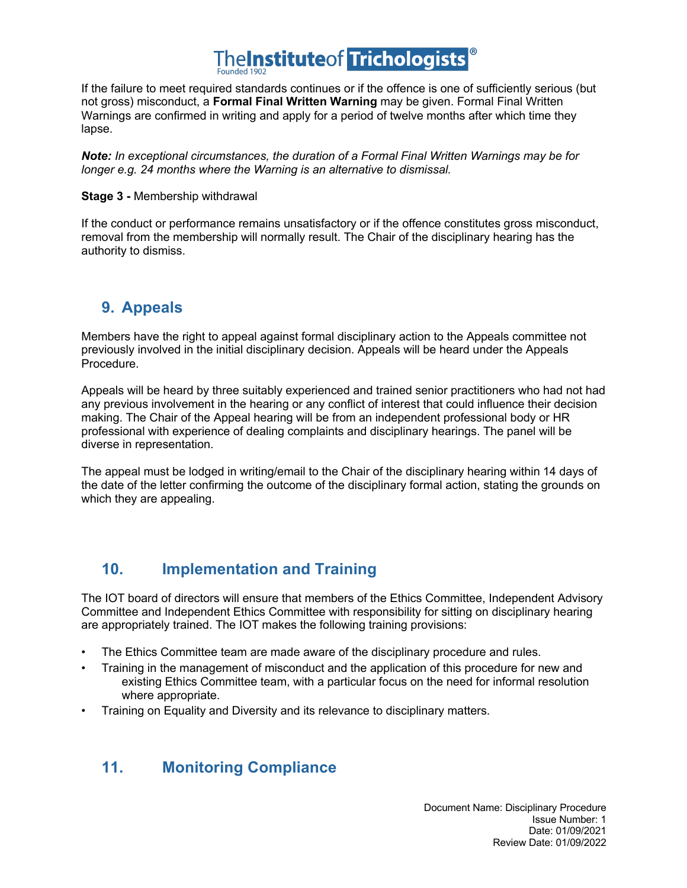If the failure to meet required standards continues or if the offence is one of sufficiently serious (but not gross) misconduct, a **Formal Final Written Warning** may be given. Formal Final Written Warnings are confirmed in writing and apply for a period of twelve months after which time they lapse.

***Note:*** *In exceptional circumstances, the duration of a Formal Final Written Warnings may be for longer e.g. 24 months where the Warning is an alternative to dismissal.*

**Stage 3 -** Membership withdrawal

If the conduct or performance remains unsatisfactory or if the offence constitutes gross misconduct, removal from the membership will normally result. The Chair of the disciplinary hearing has the authority to dismiss.

## 9. Appeals

Members have the right to appeal against formal disciplinary action to the Appeals committee not previously involved in the initial disciplinary decision. Appeals will be heard under the Appeals Procedure.

Appeals will be heard by three suitably experienced and trained senior practitioners who had not had any previous involvement in the hearing or any conflict of interest that could influence their decision making. The Chair of the Appeal hearing will be from an independent professional body or HR professional with experience of dealing complaints and disciplinary hearings. The panel will be diverse in representation.

The appeal must be lodged in writing/email to the Chair of the disciplinary hearing within 14 days of the date of the letter confirming the outcome of the disciplinary formal action, stating the grounds on which they are appealing.

## 10. Implementation and Training

The IOT board of directors will ensure that members of the Ethics Committee, Independent Advisory Committee and Independent Ethics Committee with responsibility for sitting on disciplinary hearing are appropriately trained. The IOT makes the following training provisions:

- The Ethics Committee team are made aware of the disciplinary procedure and rules.
- Training in the management of misconduct and the application of this procedure for new and existing Ethics Committee team, with a particular focus on the need for informal resolution where appropriate.
- Training on Equality and Diversity and its relevance to disciplinary matters.

## 11. Monitoring Compliance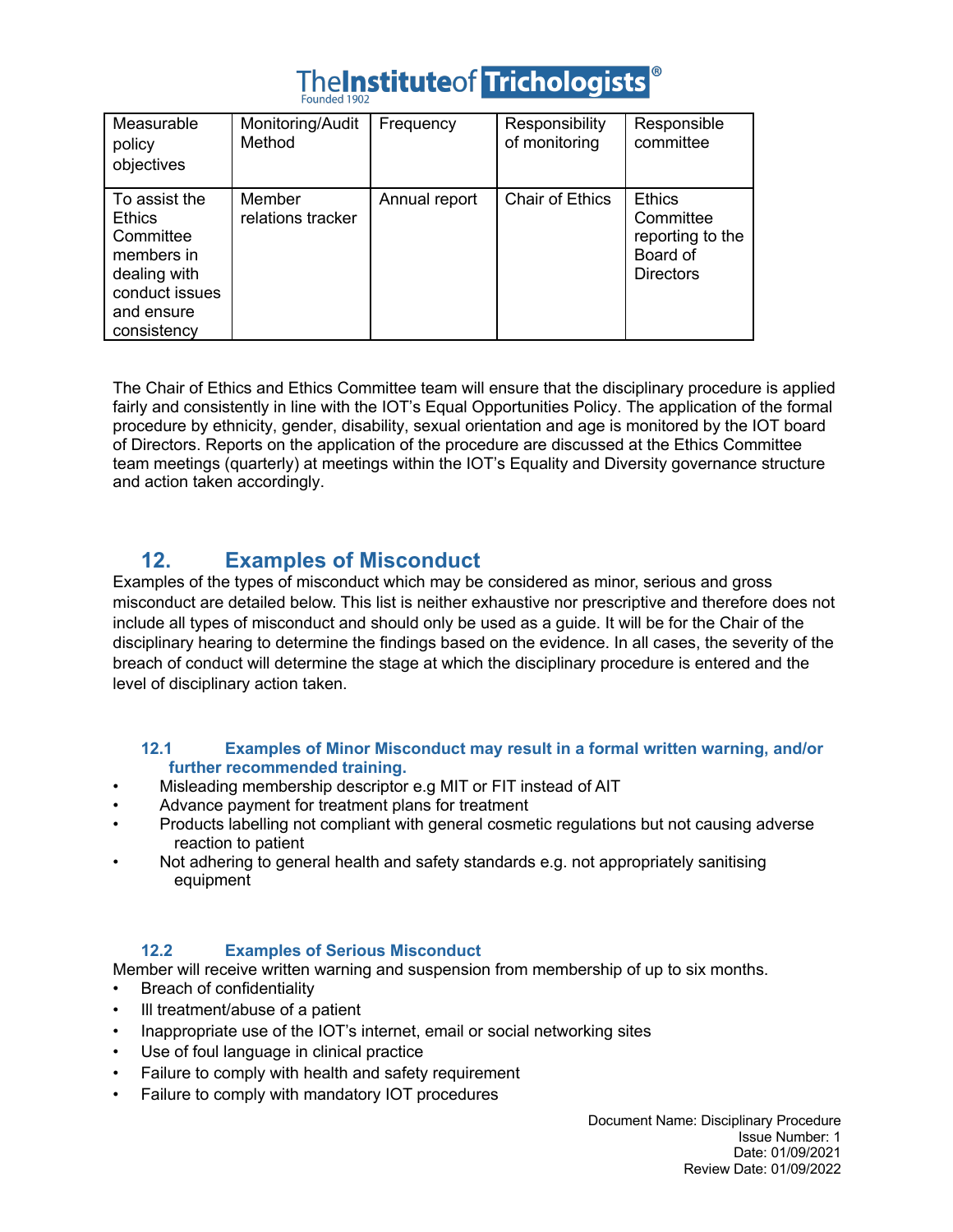| Measurable policy objectives | Monitoring/Audit Method | Frequency | Responsibility of monitoring | Responsible committee |
|---|---|---|---|---|
| To assist the Ethics Committee members in dealing with conduct issues and ensure consistency | Member relations tracker | Annual report | Chair of Ethics | Ethics Committee reporting to the Board of Directors |

The Chair of Ethics and Ethics Committee team will ensure that the disciplinary procedure is applied fairly and consistently in line with the IOT's Equal Opportunities Policy. The application of the formal procedure by ethnicity, gender, disability, sexual orientation and age is monitored by the IOT board of Directors. Reports on the application of the procedure are discussed at the Ethics Committee team meetings (quarterly) at meetings within the IOT's Equality and Diversity governance structure and action taken accordingly.

## 12. Examples of Misconduct

Examples of the types of misconduct which may be considered as minor, serious and gross misconduct are detailed below. This list is neither exhaustive nor prescriptive and therefore does not include all types of misconduct and should only be used as a guide. It will be for the Chair of the disciplinary hearing to determine the findings based on the evidence. In all cases, the severity of the breach of conduct will determine the stage at which the disciplinary procedure is entered and the level of disciplinary action taken.

### 12.1 Examples of Minor Misconduct may result in a formal written warning, and/or further recommended training.

- Misleading membership descriptor e.g MIT or FIT instead of AIT
- Advance payment for treatment plans for treatment
- Products labelling not compliant with general cosmetic regulations but not causing adverse reaction to patient
- Not adhering to general health and safety standards e.g. not appropriately sanitising equipment

### 12.2 Examples of Serious Misconduct

Member will receive written warning and suspension from membership of up to six months.

- Breach of confidentiality
- Ill treatment/abuse of a patient
- Inappropriate use of the IOT's internet, email or social networking sites
- Use of foul language in clinical practice
- Failure to comply with health and safety requirement
- Failure to comply with mandatory IOT procedures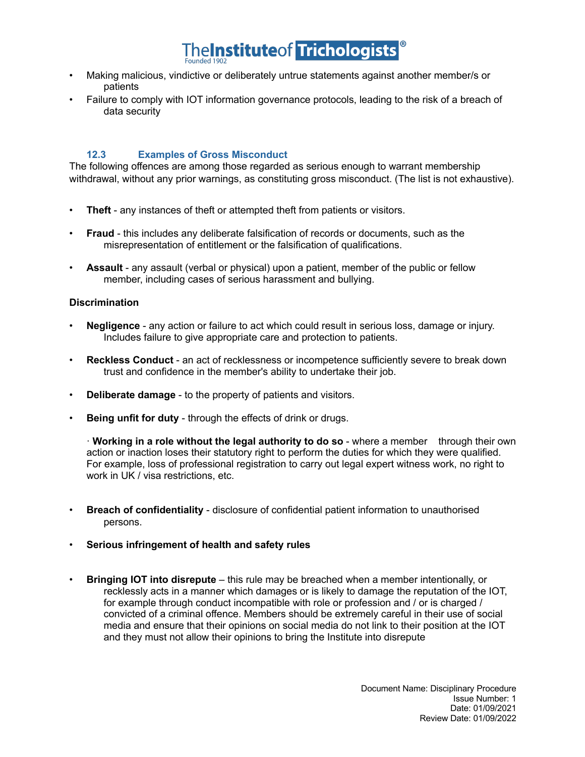- Making malicious, vindictive or deliberately untrue statements against another member/s or patients
- Failure to comply with IOT information governance protocols, leading to the risk of a breach of data security

### 12.3 Examples of Gross Misconduct

The following offences are among those regarded as serious enough to warrant membership withdrawal, without any prior warnings, as constituting gross misconduct. (The list is not exhaustive).

- **Theft** - any instances of theft or attempted theft from patients or visitors.
- **Fraud** - this includes any deliberate falsification of records or documents, such as the misrepresentation of entitlement or the falsification of qualifications.
- **Assault** - any assault (verbal or physical) upon a patient, member of the public or fellow member, including cases of serious harassment and bullying.

**Discrimination**

- **Negligence** - any action or failure to act which could result in serious loss, damage or injury. Includes failure to give appropriate care and protection to patients.
- **Reckless Conduct** - an act of recklessness or incompetence sufficiently severe to break down trust and confidence in the member's ability to undertake their job.
- **Deliberate damage** - to the property of patients and visitors.
- **Being unfit for duty** - through the effects of drink or drugs.

  · **Working in a role without the legal authority to do so** - where a member through their own action or inaction loses their statutory right to perform the duties for which they were qualified. For example, loss of professional registration to carry out legal expert witness work, no right to work in UK / visa restrictions, etc.

- **Breach of confidentiality** - disclosure of confidential patient information to unauthorised persons.
- **Serious infringement of health and safety rules**
- **Bringing IOT into disrepute** – this rule may be breached when a member intentionally, or recklessly acts in a manner which damages or is likely to damage the reputation of the IOT, for example through conduct incompatible with role or profession and / or is charged / convicted of a criminal offence. Members should be extremely careful in their use of social media and ensure that their opinions on social media do not link to their position at the IOT and they must not allow their opinions to bring the Institute into disrepute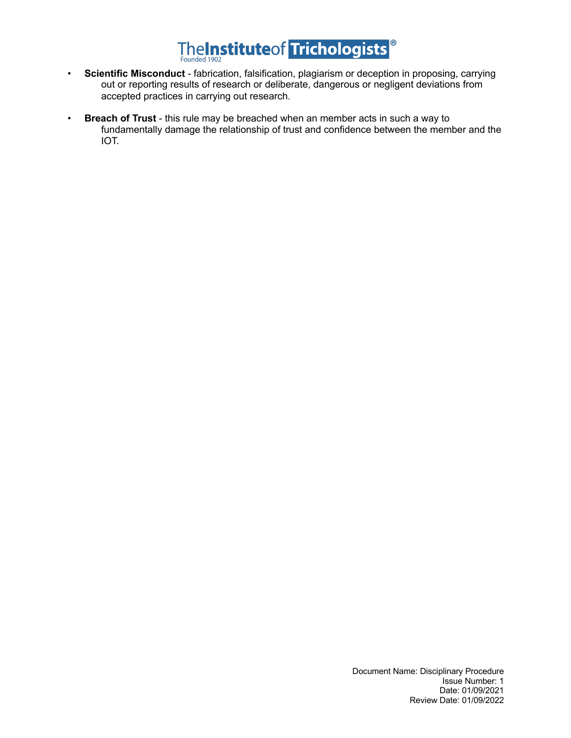- **Scientific Misconduct** - fabrication, falsification, plagiarism or deception in proposing, carrying out or reporting results of research or deliberate, dangerous or negligent deviations from accepted practices in carrying out research.

- **Breach of Trust** - this rule may be breached when an member acts in such a way to fundamentally damage the relationship of trust and confidence between the member and the IOT.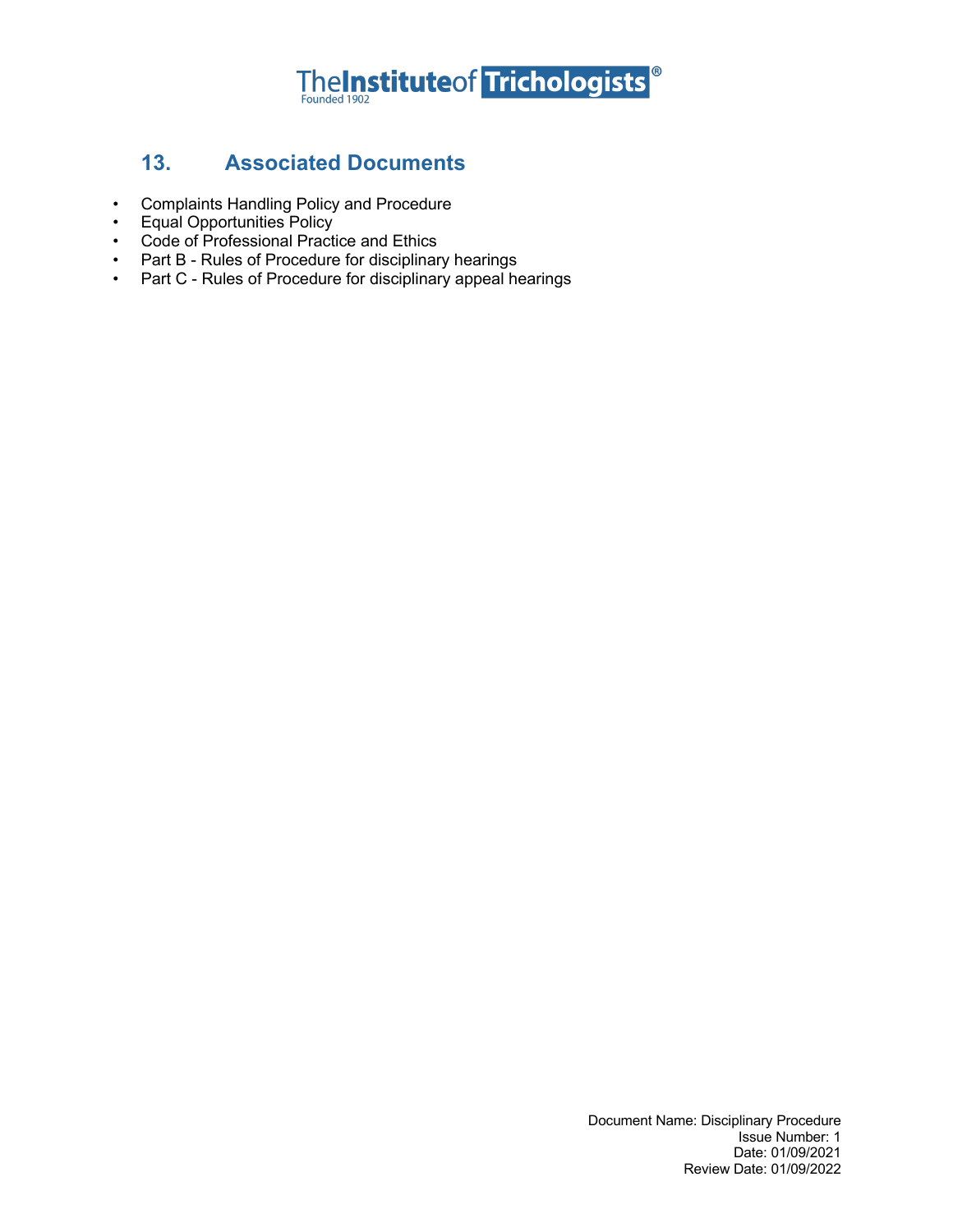## 13. Associated Documents

- Complaints Handling Policy and Procedure
- Equal Opportunities Policy
- Code of Professional Practice and Ethics
- Part B - Rules of Procedure for disciplinary hearings
- Part C - Rules of Procedure for disciplinary appeal hearings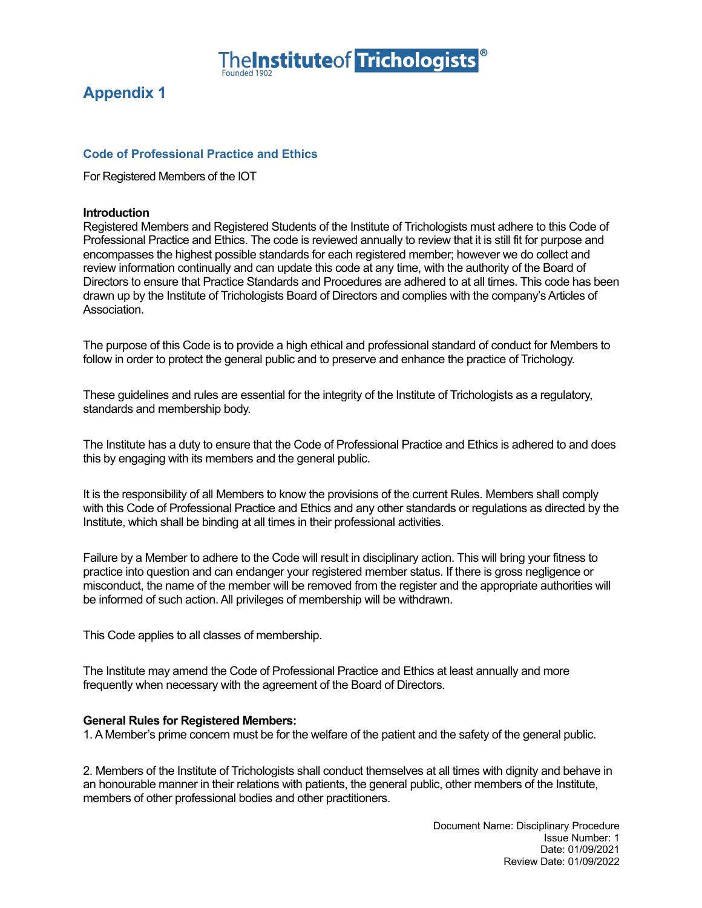# Appendix 1

### Code of Professional Practice and Ethics

For Registered Members of the IOT

**Introduction**
Registered Members and Registered Students of the Institute of Trichologists must adhere to this Code of Professional Practice and Ethics. The code is reviewed annually to review that it is still fit for purpose and encompasses the highest possible standards for each registered member; however we do collect and review information continually and can update this code at any time, with the authority of the Board of Directors to ensure that Practice Standards and Procedures are adhered to at all times. This code has been drawn up by the Institute of Trichologists Board of Directors and complies with the company's Articles of Association.

The purpose of this Code is to provide a high ethical and professional standard of conduct for Members to follow in order to protect the general public and to preserve and enhance the practice of Trichology.

These guidelines and rules are essential for the integrity of the Institute of Trichologists as a regulatory, standards and membership body.

The Institute has a duty to ensure that the Code of Professional Practice and Ethics is adhered to and does this by engaging with its members and the general public.

It is the responsibility of all Members to know the provisions of the current Rules. Members shall comply with this Code of Professional Practice and Ethics and any other standards or regulations as directed by the Institute, which shall be binding at all times in their professional activities.

Failure by a Member to adhere to the Code will result in disciplinary action. This will bring your fitness to practice into question and can endanger your registered member status. If there is gross negligence or misconduct, the name of the member will be removed from the register and the appropriate authorities will be informed of such action. All privileges of membership will be withdrawn.

This Code applies to all classes of membership.

The Institute may amend the Code of Professional Practice and Ethics at least annually and more frequently when necessary with the agreement of the Board of Directors.

**General Rules for Registered Members:**
1. A Member's prime concern must be for the welfare of the patient and the safety of the general public.

2. Members of the Institute of Trichologists shall conduct themselves at all times with dignity and behave in an honourable manner in their relations with patients, the general public, other members of the Institute, members of other professional bodies and other practitioners.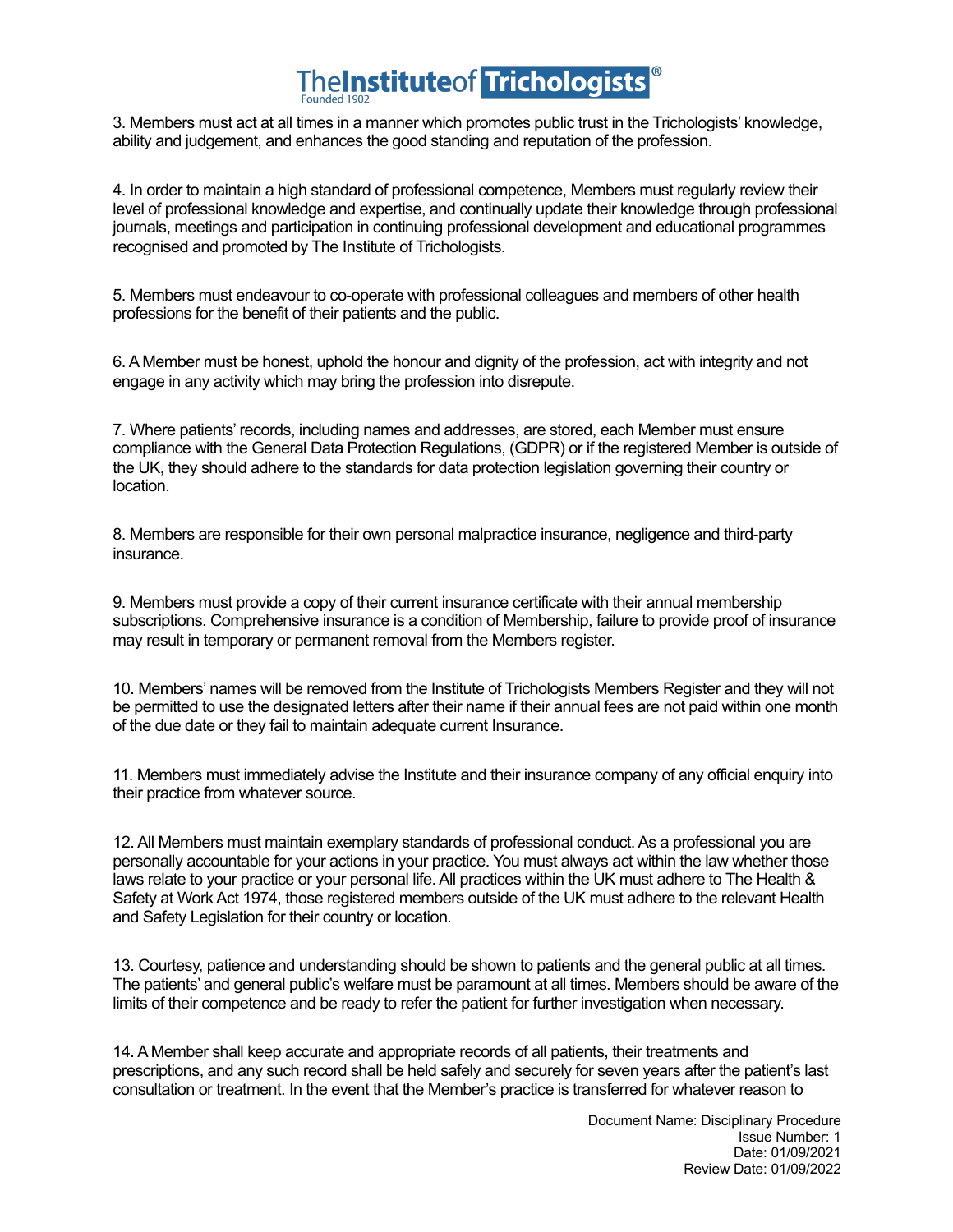3. Members must act at all times in a manner which promotes public trust in the Trichologists' knowledge, ability and judgement, and enhances the good standing and reputation of the profession.

4. In order to maintain a high standard of professional competence, Members must regularly review their level of professional knowledge and expertise, and continually update their knowledge through professional journals, meetings and participation in continuing professional development and educational programmes recognised and promoted by The Institute of Trichologists.

5. Members must endeavour to co-operate with professional colleagues and members of other health professions for the benefit of their patients and the public.

6. A Member must be honest, uphold the honour and dignity of the profession, act with integrity and not engage in any activity which may bring the profession into disrepute.

7. Where patients' records, including names and addresses, are stored, each Member must ensure compliance with the General Data Protection Regulations, (GDPR) or if the registered Member is outside of the UK, they should adhere to the standards for data protection legislation governing their country or location.

8. Members are responsible for their own personal malpractice insurance, negligence and third-party insurance.

9. Members must provide a copy of their current insurance certificate with their annual membership subscriptions. Comprehensive insurance is a condition of Membership, failure to provide proof of insurance may result in temporary or permanent removal from the Members register.

10. Members' names will be removed from the Institute of Trichologists Members Register and they will not be permitted to use the designated letters after their name if their annual fees are not paid within one month of the due date or they fail to maintain adequate current Insurance.

11. Members must immediately advise the Institute and their insurance company of any official enquiry into their practice from whatever source.

12. All Members must maintain exemplary standards of professional conduct. As a professional you are personally accountable for your actions in your practice. You must always act within the law whether those laws relate to your practice or your personal life. All practices within the UK must adhere to The Health & Safety at Work Act 1974, those registered members outside of the UK must adhere to the relevant Health and Safety Legislation for their country or location.

13. Courtesy, patience and understanding should be shown to patients and the general public at all times. The patients' and general public's welfare must be paramount at all times. Members should be aware of the limits of their competence and be ready to refer the patient for further investigation when necessary.

14. A Member shall keep accurate and appropriate records of all patients, their treatments and prescriptions, and any such record shall be held safely and securely for seven years after the patient's last consultation or treatment. In the event that the Member's practice is transferred for whatever reason to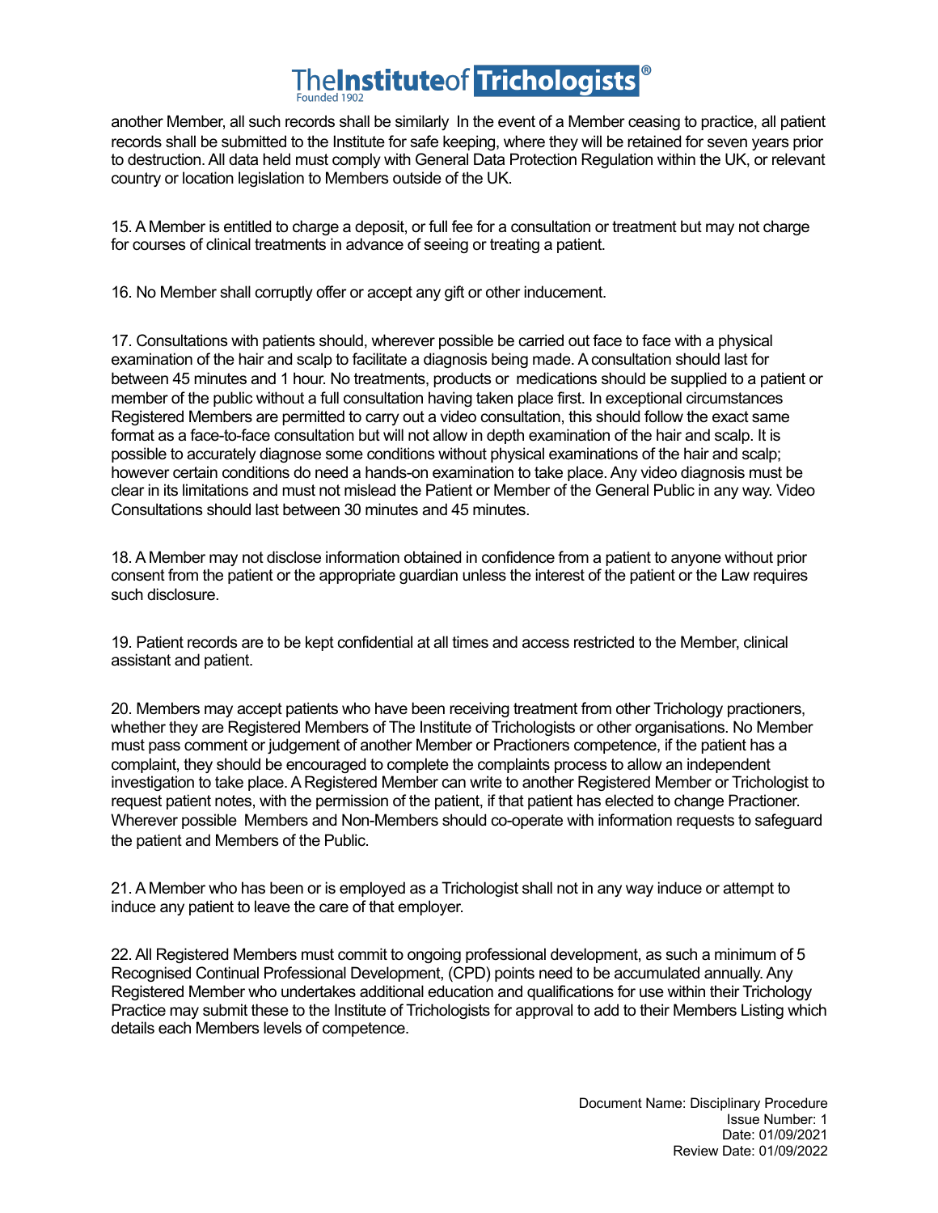another Member, all such records shall be similarly  In the event of a Member ceasing to practice, all patient records shall be submitted to the Institute for safe keeping, where they will be retained for seven years prior to destruction. All data held must comply with General Data Protection Regulation within the UK, or relevant country or location legislation to Members outside of the UK.

15. A Member is entitled to charge a deposit, or full fee for a consultation or treatment but may not charge for courses of clinical treatments in advance of seeing or treating a patient.

16. No Member shall corruptly offer or accept any gift or other inducement.

17. Consultations with patients should, wherever possible be carried out face to face with a physical examination of the hair and scalp to facilitate a diagnosis being made. A consultation should last for between 45 minutes and 1 hour. No treatments, products or  medications should be supplied to a patient or member of the public without a full consultation having taken place first. In exceptional circumstances Registered Members are permitted to carry out a video consultation, this should follow the exact same format as a face-to-face consultation but will not allow in depth examination of the hair and scalp. It is possible to accurately diagnose some conditions without physical examinations of the hair and scalp; however certain conditions do need a hands-on examination to take place. Any video diagnosis must be clear in its limitations and must not mislead the Patient or Member of the General Public in any way. Video Consultations should last between 30 minutes and 45 minutes.

18. A Member may not disclose information obtained in confidence from a patient to anyone without prior consent from the patient or the appropriate guardian unless the interest of the patient or the Law requires such disclosure.

19. Patient records are to be kept confidential at all times and access restricted to the Member, clinical assistant and patient.

20. Members may accept patients who have been receiving treatment from other Trichology practioners, whether they are Registered Members of The Institute of Trichologists or other organisations. No Member must pass comment or judgement of another Member or Practioners competence, if the patient has a complaint, they should be encouraged to complete the complaints process to allow an independent investigation to take place. A Registered Member can write to another Registered Member or Trichologist to request patient notes, with the permission of the patient, if that patient has elected to change Practioner. Wherever possible  Members and Non-Members should co-operate with information requests to safeguard the patient and Members of the Public.

21. A Member who has been or is employed as a Trichologist shall not in any way induce or attempt to induce any patient to leave the care of that employer.

22. All Registered Members must commit to ongoing professional development, as such a minimum of 5 Recognised Continual Professional Development, (CPD) points need to be accumulated annually. Any Registered Member who undertakes additional education and qualifications for use within their Trichology Practice may submit these to the Institute of Trichologists for approval to add to their Members Listing which details each Members levels of competence.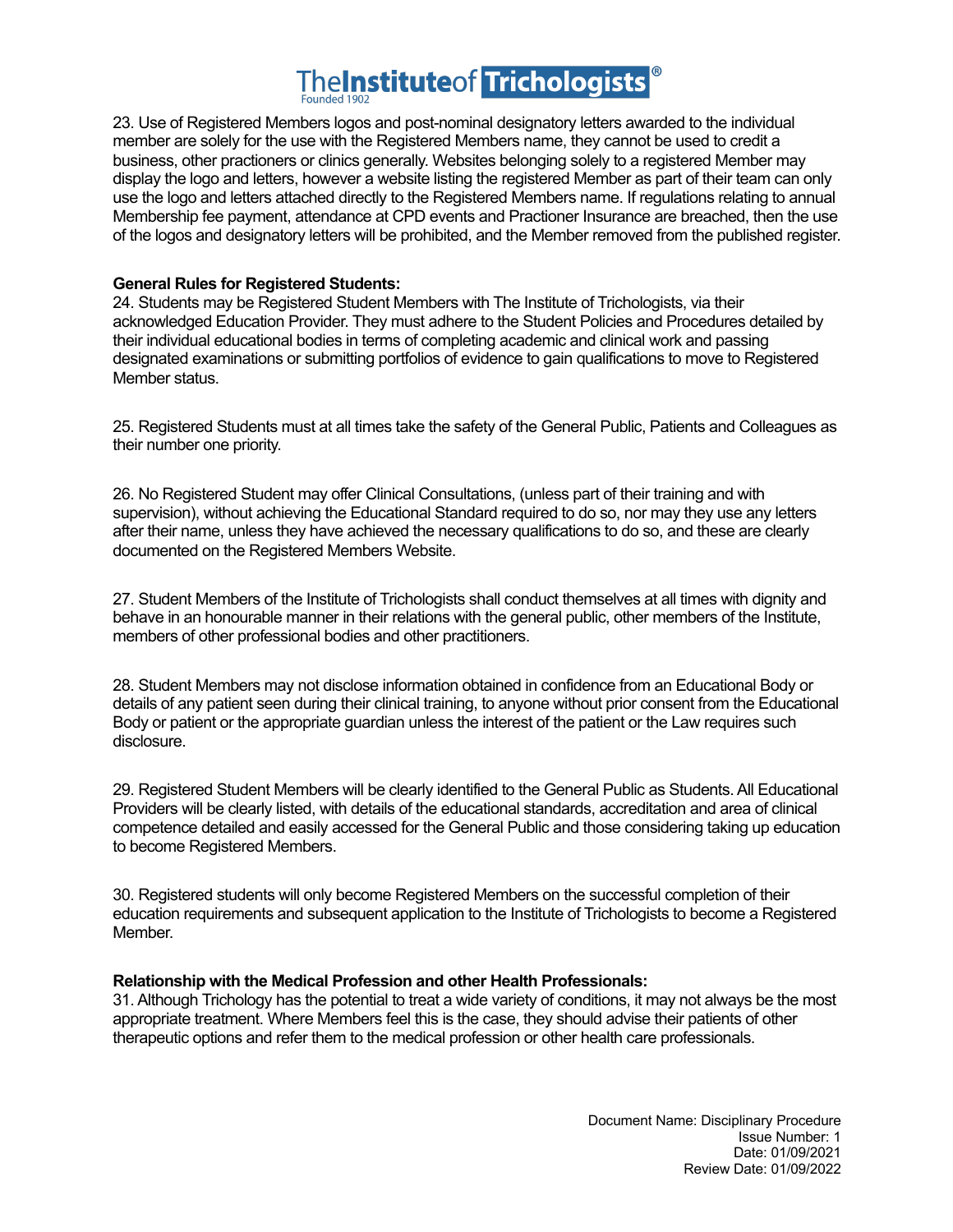23. Use of Registered Members logos and post-nominal designatory letters awarded to the individual member are solely for the use with the Registered Members name, they cannot be used to credit a business, other practioners or clinics generally. Websites belonging solely to a registered Member may display the logo and letters, however a website listing the registered Member as part of their team can only use the logo and letters attached directly to the Registered Members name. If regulations relating to annual Membership fee payment, attendance at CPD events and Practioner Insurance are breached, then the use of the logos and designatory letters will be prohibited, and the Member removed from the published register.

**General Rules for Registered Students:**

24. Students may be Registered Student Members with The Institute of Trichologists, via their acknowledged Education Provider. They must adhere to the Student Policies and Procedures detailed by their individual educational bodies in terms of completing academic and clinical work and passing designated examinations or submitting portfolios of evidence to gain qualifications to move to Registered Member status.

25. Registered Students must at all times take the safety of the General Public, Patients and Colleagues as their number one priority.

26. No Registered Student may offer Clinical Consultations, (unless part of their training and with supervision), without achieving the Educational Standard required to do so, nor may they use any letters after their name, unless they have achieved the necessary qualifications to do so, and these are clearly documented on the Registered Members Website.

27. Student Members of the Institute of Trichologists shall conduct themselves at all times with dignity and behave in an honourable manner in their relations with the general public, other members of the Institute, members of other professional bodies and other practitioners.

28. Student Members may not disclose information obtained in confidence from an Educational Body or details of any patient seen during their clinical training, to anyone without prior consent from the Educational Body or patient or the appropriate guardian unless the interest of the patient or the Law requires such disclosure.

29. Registered Student Members will be clearly identified to the General Public as Students. All Educational Providers will be clearly listed, with details of the educational standards, accreditation and area of clinical competence detailed and easily accessed for the General Public and those considering taking up education to become Registered Members.

30. Registered students will only become Registered Members on the successful completion of their education requirements and subsequent application to the Institute of Trichologists to become a Registered Member.

**Relationship with the Medical Profession and other Health Professionals:**

31. Although Trichology has the potential to treat a wide variety of conditions, it may not always be the most appropriate treatment. Where Members feel this is the case, they should advise their patients of other therapeutic options and refer them to the medical profession or other health care professionals.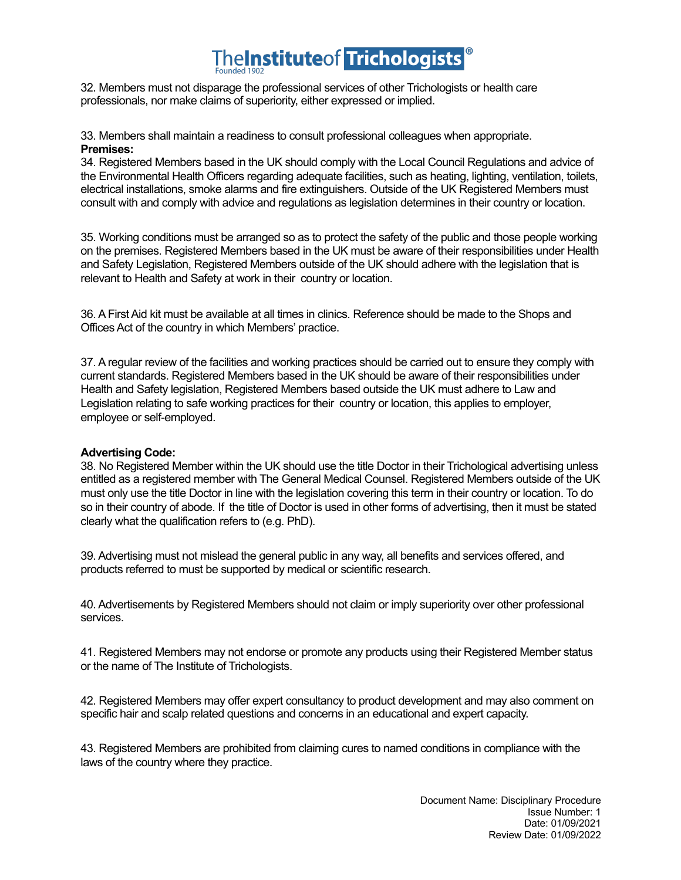32. Members must not disparage the professional services of other Trichologists or health care professionals, nor make claims of superiority, either expressed or implied.

33. Members shall maintain a readiness to consult professional colleagues when appropriate.

**Premises:**

34. Registered Members based in the UK should comply with the Local Council Regulations and advice of the Environmental Health Officers regarding adequate facilities, such as heating, lighting, ventilation, toilets, electrical installations, smoke alarms and fire extinguishers. Outside of the UK Registered Members must consult with and comply with advice and regulations as legislation determines in their country or location.

35. Working conditions must be arranged so as to protect the safety of the public and those people working on the premises. Registered Members based in the UK must be aware of their responsibilities under Health and Safety Legislation, Registered Members outside of the UK should adhere with the legislation that is relevant to Health and Safety at work in their country or location.

36. A First Aid kit must be available at all times in clinics. Reference should be made to the Shops and Offices Act of the country in which Members' practice.

37. A regular review of the facilities and working practices should be carried out to ensure they comply with current standards. Registered Members based in the UK should be aware of their responsibilities under Health and Safety legislation, Registered Members based outside the UK must adhere to Law and Legislation relating to safe working practices for their country or location, this applies to employer, employee or self-employed.

**Advertising Code:**

38. No Registered Member within the UK should use the title Doctor in their Trichological advertising unless entitled as a registered member with The General Medical Counsel. Registered Members outside of the UK must only use the title Doctor in line with the legislation covering this term in their country or location. To do so in their country of abode. If the title of Doctor is used in other forms of advertising, then it must be stated clearly what the qualification refers to (e.g. PhD).

39. Advertising must not mislead the general public in any way, all benefits and services offered, and products referred to must be supported by medical or scientific research.

40. Advertisements by Registered Members should not claim or imply superiority over other professional services.

41. Registered Members may not endorse or promote any products using their Registered Member status or the name of The Institute of Trichologists.

42. Registered Members may offer expert consultancy to product development and may also comment on specific hair and scalp related questions and concerns in an educational and expert capacity.

43. Registered Members are prohibited from claiming cures to named conditions in compliance with the laws of the country where they practice.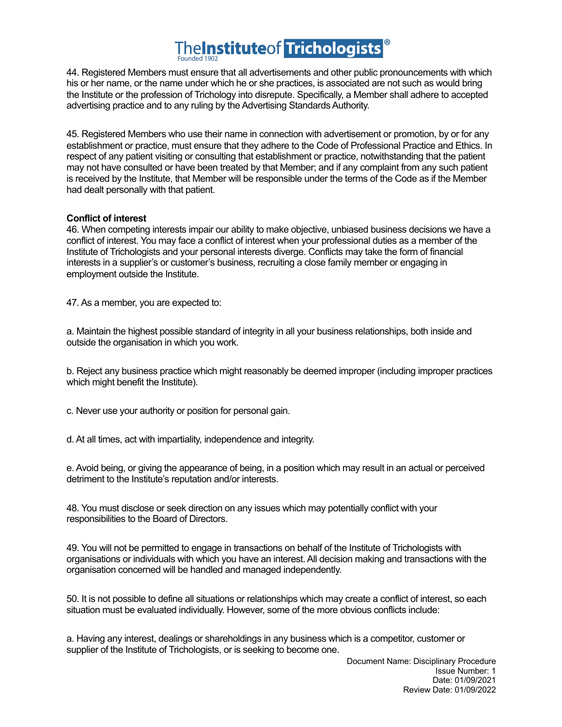44. Registered Members must ensure that all advertisements and other public pronouncements with which his or her name, or the name under which he or she practices, is associated are not such as would bring the Institute or the profession of Trichology into disrepute. Specifically, a Member shall adhere to accepted advertising practice and to any ruling by the Advertising Standards Authority.

45. Registered Members who use their name in connection with advertisement or promotion, by or for any establishment or practice, must ensure that they adhere to the Code of Professional Practice and Ethics. In respect of any patient visiting or consulting that establishment or practice, notwithstanding that the patient may not have consulted or have been treated by that Member; and if any complaint from any such patient is received by the Institute, that Member will be responsible under the terms of the Code as if the Member had dealt personally with that patient.

**Conflict of interest**

46. When competing interests impair our ability to make objective, unbiased business decisions we have a conflict of interest. You may face a conflict of interest when your professional duties as a member of the Institute of Trichologists and your personal interests diverge. Conflicts may take the form of financial interests in a supplier's or customer's business, recruiting a close family member or engaging in employment outside the Institute.

47. As a member, you are expected to:

a. Maintain the highest possible standard of integrity in all your business relationships, both inside and outside the organisation in which you work.

b. Reject any business practice which might reasonably be deemed improper (including improper practices which might benefit the Institute).

c. Never use your authority or position for personal gain.

d. At all times, act with impartiality, independence and integrity.

e. Avoid being, or giving the appearance of being, in a position which may result in an actual or perceived detriment to the Institute's reputation and/or interests.

48. You must disclose or seek direction on any issues which may potentially conflict with your responsibilities to the Board of Directors.

49. You will not be permitted to engage in transactions on behalf of the Institute of Trichologists with organisations or individuals with which you have an interest. All decision making and transactions with the organisation concerned will be handled and managed independently.

50. It is not possible to define all situations or relationships which may create a conflict of interest, so each situation must be evaluated individually. However, some of the more obvious conflicts include:

a. Having any interest, dealings or shareholdings in any business which is a competitor, customer or supplier of the Institute of Trichologists, or is seeking to become one.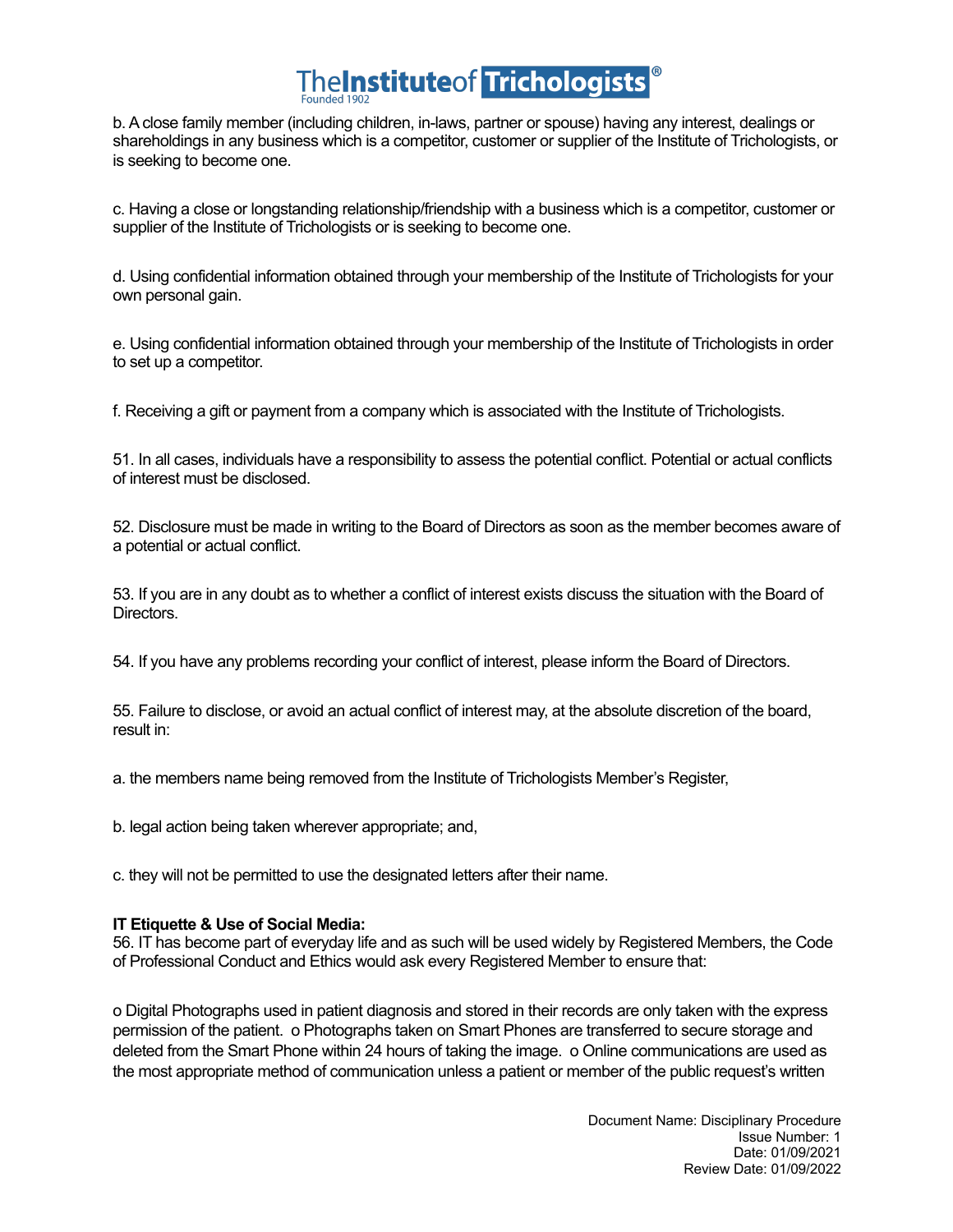b. A close family member (including children, in-laws, partner or spouse) having any interest, dealings or shareholdings in any business which is a competitor, customer or supplier of the Institute of Trichologists, or is seeking to become one.

c. Having a close or longstanding relationship/friendship with a business which is a competitor, customer or supplier of the Institute of Trichologists or is seeking to become one.

d. Using confidential information obtained through your membership of the Institute of Trichologists for your own personal gain.

e. Using confidential information obtained through your membership of the Institute of Trichologists in order to set up a competitor.

f. Receiving a gift or payment from a company which is associated with the Institute of Trichologists.

51. In all cases, individuals have a responsibility to assess the potential conflict. Potential or actual conflicts of interest must be disclosed.

52. Disclosure must be made in writing to the Board of Directors as soon as the member becomes aware of a potential or actual conflict.

53. If you are in any doubt as to whether a conflict of interest exists discuss the situation with the Board of Directors.

54. If you have any problems recording your conflict of interest, please inform the Board of Directors.

55. Failure to disclose, or avoid an actual conflict of interest may, at the absolute discretion of the board, result in:

a. the members name being removed from the Institute of Trichologists Member's Register,

b. legal action being taken wherever appropriate; and,

c. they will not be permitted to use the designated letters after their name.

**IT Etiquette & Use of Social Media:**

56. IT has become part of everyday life and as such will be used widely by Registered Members, the Code of Professional Conduct and Ethics would ask every Registered Member to ensure that:

o Digital Photographs used in patient diagnosis and stored in their records are only taken with the express permission of the patient. o Photographs taken on Smart Phones are transferred to secure storage and deleted from the Smart Phone within 24 hours of taking the image. o Online communications are used as the most appropriate method of communication unless a patient or member of the public request's written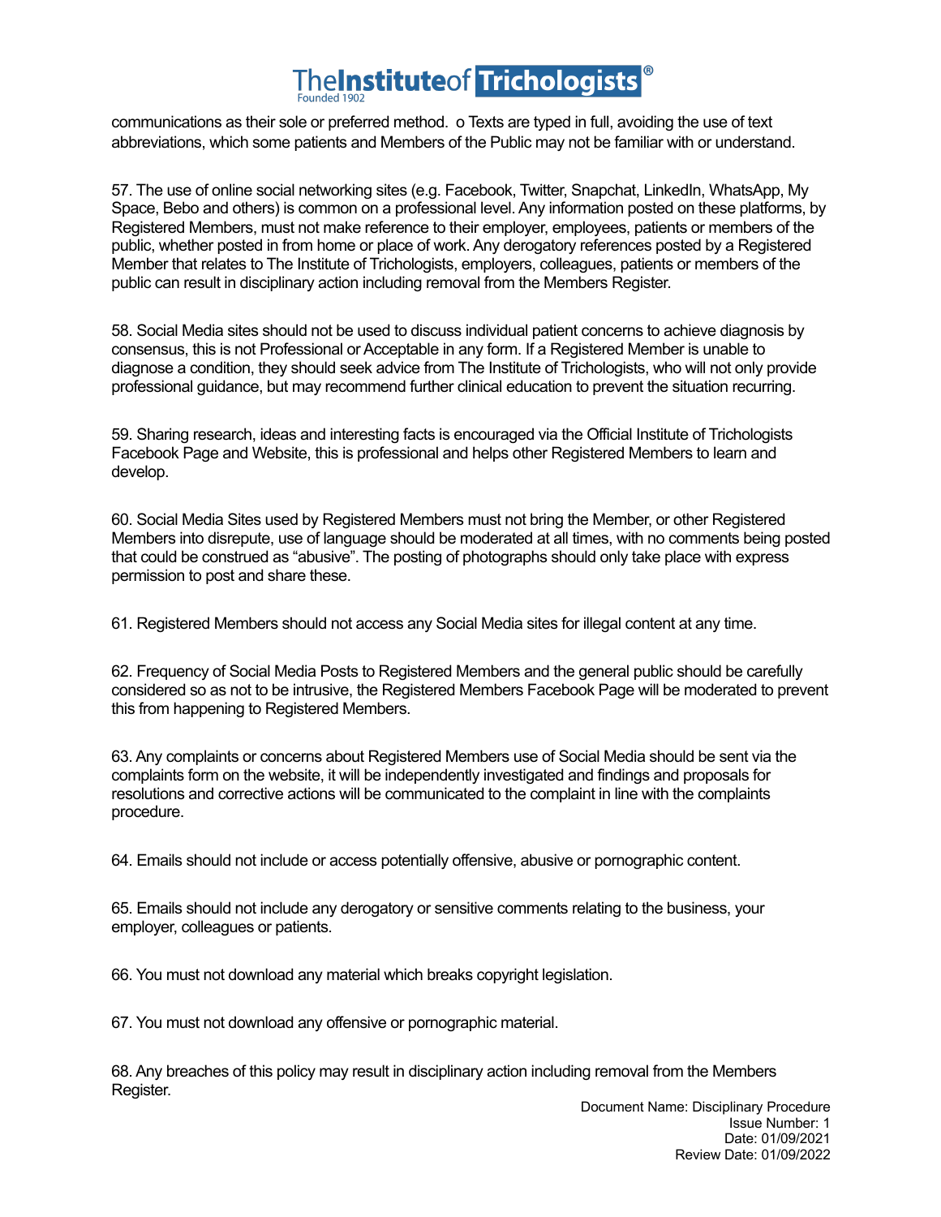communications as their sole or preferred method. o Texts are typed in full, avoiding the use of text abbreviations, which some patients and Members of the Public may not be familiar with or understand.

57. The use of online social networking sites (e.g. Facebook, Twitter, Snapchat, LinkedIn, WhatsApp, My Space, Bebo and others) is common on a professional level. Any information posted on these platforms, by Registered Members, must not make reference to their employer, employees, patients or members of the public, whether posted in from home or place of work. Any derogatory references posted by a Registered Member that relates to The Institute of Trichologists, employers, colleagues, patients or members of the public can result in disciplinary action including removal from the Members Register.

58. Social Media sites should not be used to discuss individual patient concerns to achieve diagnosis by consensus, this is not Professional or Acceptable in any form. If a Registered Member is unable to diagnose a condition, they should seek advice from The Institute of Trichologists, who will not only provide professional guidance, but may recommend further clinical education to prevent the situation recurring.

59. Sharing research, ideas and interesting facts is encouraged via the Official Institute of Trichologists Facebook Page and Website, this is professional and helps other Registered Members to learn and develop.

60. Social Media Sites used by Registered Members must not bring the Member, or other Registered Members into disrepute, use of language should be moderated at all times, with no comments being posted that could be construed as "abusive". The posting of photographs should only take place with express permission to post and share these.

61. Registered Members should not access any Social Media sites for illegal content at any time.

62. Frequency of Social Media Posts to Registered Members and the general public should be carefully considered so as not to be intrusive, the Registered Members Facebook Page will be moderated to prevent this from happening to Registered Members.

63. Any complaints or concerns about Registered Members use of Social Media should be sent via the complaints form on the website, it will be independently investigated and findings and proposals for resolutions and corrective actions will be communicated to the complaint in line with the complaints procedure.

64. Emails should not include or access potentially offensive, abusive or pornographic content.

65. Emails should not include any derogatory or sensitive comments relating to the business, your employer, colleagues or patients.

66. You must not download any material which breaks copyright legislation.

67. You must not download any offensive or pornographic material.

68. Any breaches of this policy may result in disciplinary action including removal from the Members Register.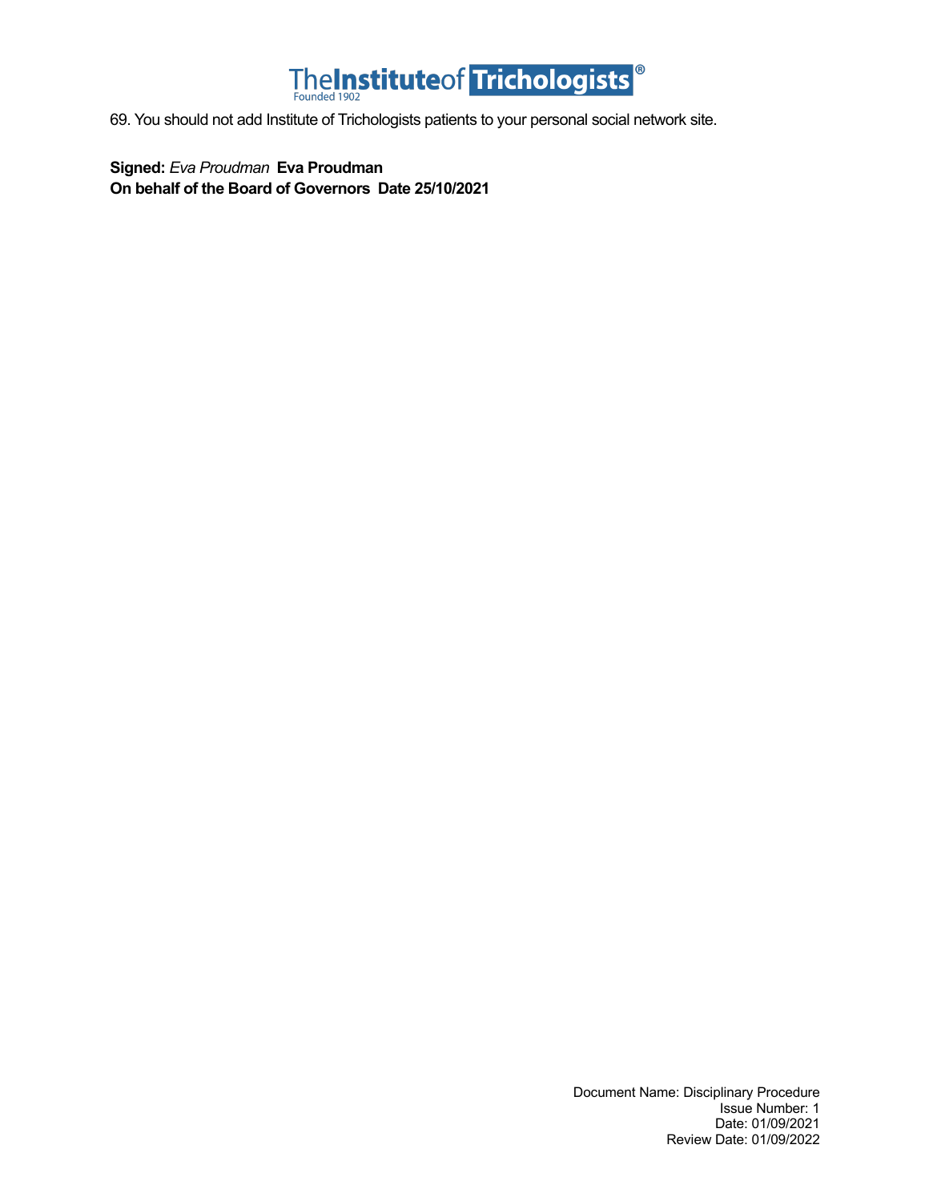69. You should not add Institute of Trichologists patients to your personal social network site.

**Signed:** *Eva Proudman* **Eva Proudman**
**On behalf of the Board of Governors Date 25/10/2021**